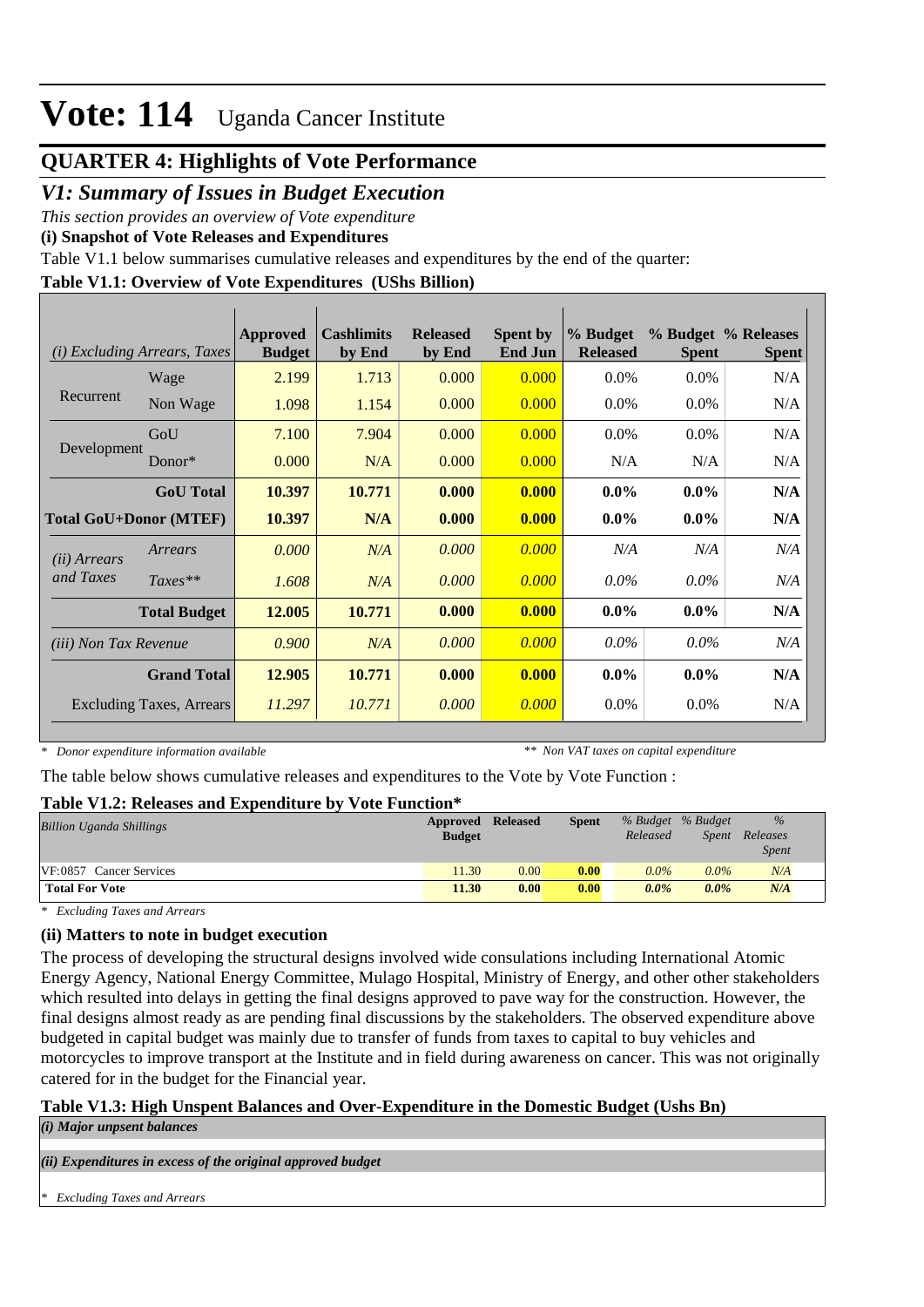# Vote: 114 Uganda Cancer Institute

## QUARTER 4: Highlights of Vote Performance

## *V1: Summary of Issues in Budget Execution*

*This section provides an overview of Vote expenditure*

**(i) Snapshot of Vote Releases and Expenditures**

Table V1.1 below summarises cumulative releases and expenditures by the end of the quarter:

**Table V1.1: Overview of Vote Expenditures (UShs Billion)**

| *(i) Excluding Arrears, Taxes* | | Approved Budget | Cashlimits by End | Released by End | Spent by End Jun | % Budget Released | % Budget Spent | % Releases Spent |
|---|---|---|---|---|---|---|---|---|
| Recurrent | Wage | 2.199 | 1.713 | 0.000 | 0.000 | 0.0% | 0.0% | N/A |
| | Non Wage | 1.098 | 1.154 | 0.000 | 0.000 | 0.0% | 0.0% | N/A |
| Development | GoU | 7.100 | 7.904 | 0.000 | 0.000 | 0.0% | 0.0% | N/A |
| | Donor* | 0.000 | N/A | 0.000 | 0.000 | N/A | N/A | N/A |
| | **GoU Total** | **10.397** | **10.771** | **0.000** | **0.000** | **0.0%** | **0.0%** | **N/A** |
| **Total GoU+Donor (MTEF)** | | **10.397** | **N/A** | **0.000** | **0.000** | **0.0%** | **0.0%** | **N/A** |
| *(ii) Arrears and Taxes* | *Arrears* | *0.000* | *N/A* | *0.000* | *0.000* | *N/A* | *N/A* | *N/A* |
| | *Taxes*** | *1.608* | *N/A* | *0.000* | *0.000* | *0.0%* | *0.0%* | *N/A* |
| | **Total Budget** | **12.005** | **10.771** | **0.000** | **0.000** | **0.0%** | **0.0%** | **N/A** |
| *(iii) Non Tax Revenue* | | *0.900* | *N/A* | *0.000* | *0.000* | *0.0%* | *0.0%* | *N/A* |
| | **Grand Total** | **12.905** | **10.771** | **0.000** | **0.000** | **0.0%** | **0.0%** | **N/A** |
| | Excluding Taxes, Arrears | *11.297* | *10.771* | *0.000* | *0.000* | 0.0% | 0.0% | N/A |

*\* Donor expenditure information available* *\*\* Non VAT taxes on capital expenditure*

The table below shows cumulative releases and expenditures to the Vote by Vote Function :

**Table V1.2: Releases and Expenditure by Vote Function***

| *Billion Uganda Shillings* | Approved Budget | Released | Spent | *% Budget Released* | *% Budget Spent* | *% Releases Spent* |
|---|---|---|---|---|---|---|
| VF:0857 Cancer Services | 11.30 | 0.00 | **0.00** | *0.0%* | *0.0%* | *N/A* |
| **Total For Vote** | **11.30** | **0.00** | **0.00** | ***0.0%*** | ***0.0%*** | ***N/A*** |

*\* Excluding Taxes and Arrears*

**(ii) Matters to note in budget execution**

The process of developing the structural designs involved wide consulations including International Atomic Energy Agency, National Energy Committee, Mulago Hospital, Ministry of Energy, and other other stakeholders which resulted into delays in getting the final designs approved to pave way for the construction. However, the final designs almost ready as are pending final discussions by the stakeholders. The observed expenditure above budgeted in capital budget was mainly due to transfer of funds from taxes to capital to buy vehicles and motorcycles to improve transport at the Institute and in field during awareness on cancer. This was not originally catered for in the budget for the Financial year.

**Table V1.3: High Unspent Balances and Over-Expenditure in the Domestic Budget (Ushs Bn)**

***(i) Major unpsent balances***

***(ii) Expenditures in excess of the original approved budget***

*\* Excluding Taxes and Arrears*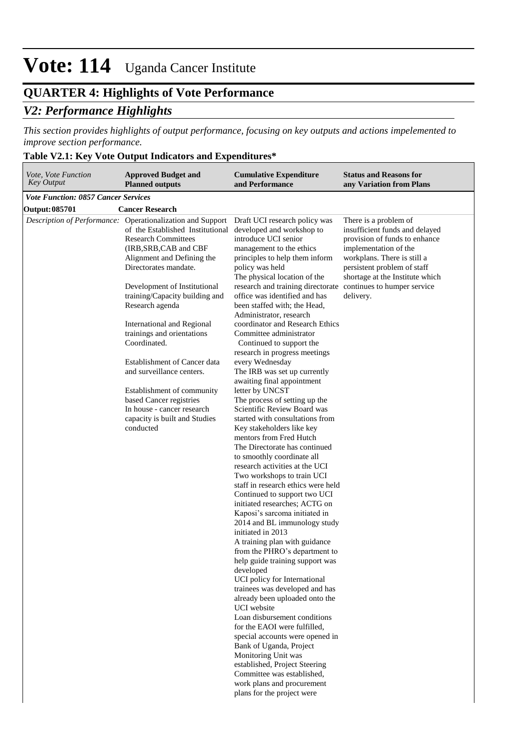# Vote: 114 Uganda Cancer Institute

## QUARTER 4: Highlights of Vote Performance

### *V2: Performance Highlights*

*This section provides highlights of output performance, focusing on key outputs and actions impelemented to improve section performance.*

**Table V2.1: Key Vote Output Indicators and Expenditures\***

| *Vote, Vote Function Key Output* | **Approved Budget and Planned outputs** | **Cumulative Expenditure and Performance** | **Status and Reasons for any Variation from Plans** |
|---|---|---|---|
| ***Vote Function: 0857 Cancer Services*** | | | |
| **Output: 085701** | **Cancer Research** | | |
| *Description of Performance:* | Operationalization and Support of the Established Institutional Research Committees (IRB,SRB,CAB and CBF Alignment and Defining the Directorates mandate.<br><br>Development of Institutional training/Capacity building and Research agenda<br><br>International and Regional trainings and orientations Coordinated.<br><br>Establishment of Cancer data and surveillance centers.<br><br>Establishment of community based Cancer registries<br>In house - cancer research capacity is built and Studies conducted | Draft UCI research policy was developed and workshop to introduce UCI senior management to the ethics principles to help them inform policy was held<br>The physical location of the research and training directorate office was identified and has been staffed with; the Head, Administrator, research coordinator and Research Ethics Committee administrator<br>Continued to support the research in progress meetings every Wednesday<br>The IRB was set up currently awaiting final appointment letter by UNCST<br>The process of setting up the Scientific Review Board was started with consultations from Key stakeholders like key mentors from Fred Hutch<br>The Directorate has continued to smoothly coordinate all research activities at the UCI<br>Two workshops to train UCI staff in research ethics were held<br>Continued to support two UCI initiated researches; ACTG on Kaposi's sarcoma initiated in 2014 and BL immunology study initiated in 2013<br>A training plan with guidance from the PHRO's department to help guide training support was developed<br>UCI policy for International trainees was developed and has already been uploaded onto the UCI website<br>Loan disbursement conditions for the EAOI were fulfilled, special accounts were opened in Bank of Uganda, Project Monitoring Unit was established, Project Steering Committee was established, work plans and procurement plans for the project were | There is a problem of insufficient funds and delayed provision of funds to enhance implementation of the workplans. There is still a persistent problem of staff shortage at the Institute which continues to humper service delivery. |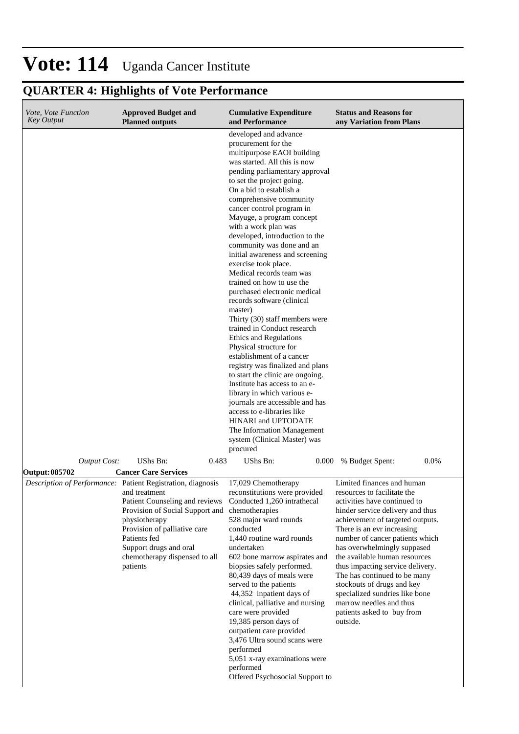# Vote: 114 Uganda Cancer Institute

## QUARTER 4: Highlights of Vote Performance

| *Vote, Vote Function Key Output* | **Approved Budget and Planned outputs** | **Cumulative Expenditure and Performance** | **Status and Reasons for any Variation from Plans** |
|---|---|---|---|
| | | developed and advance procurement for the multipurpose EAOI building was started. All this is now pending parliamentary approval to set the project going.<br>On a bid to establish a comprehensive community cancer control program in Mayuge, a program concept with a work plan was developed, introduction to the community was done and an initial awareness and screening exercise took place.<br>Medical records team was trained on how to use the purchased electronic medical records software (clinical master)<br>Thirty (30) staff members were trained in Conduct research Ethics and Regulations<br>Physical structure for establishment of a cancer registry was finalized and plans to start the clinic are ongoing.<br>Institute has access to an e-library in which various e-journals are accessible and has access to e-libraries like HINARI and UPTODATE<br>The Information Management system (Clinical Master) was procured | |
| *Output Cost:* | UShs Bn: 0.483 | UShs Bn: 0.000 | % Budget Spent: 0.0% |
| **Output: 085702** | **Cancer Care Services** | | |
| *Description of Performance:* | Patient Registration, diagnosis and treatment<br>Patient Counseling and reviews<br>Provision of Social Support and physiotherapy<br>Provision of palliative care<br>Patients fed<br>Support drugs and oral chemotherapy dispensed to all patients | 17,029 Chemotherapy reconstitutions were provided<br>Conducted 1,260 intrathecal chemotherapies<br>528 major ward rounds conducted<br>1,440 routine ward rounds undertaken<br>602 bone marrow aspirates and biopsies safely performed.<br>80,439 days of meals were served to the patients<br>44,352 inpatient days of clinical, palliative and nursing care were provided<br>19,385 person days of outpatient care provided<br>3,476 Ultra sound scans were performed<br>5,051 x-ray examinations were performed<br>Offered Psychosocial Support to | Limited finances and human resources to facilitate the activities have continued to hinder service delivery and thus achievement of targeted outputs.<br>There is an evr increasing number of cancer patients which has overwhelmingly suppased the available human resources thus impacting service delivery.<br>The has continued to be many stockouts of drugs and key specialized sundries like bone marrow needles and thus patients asked to buy from outside. |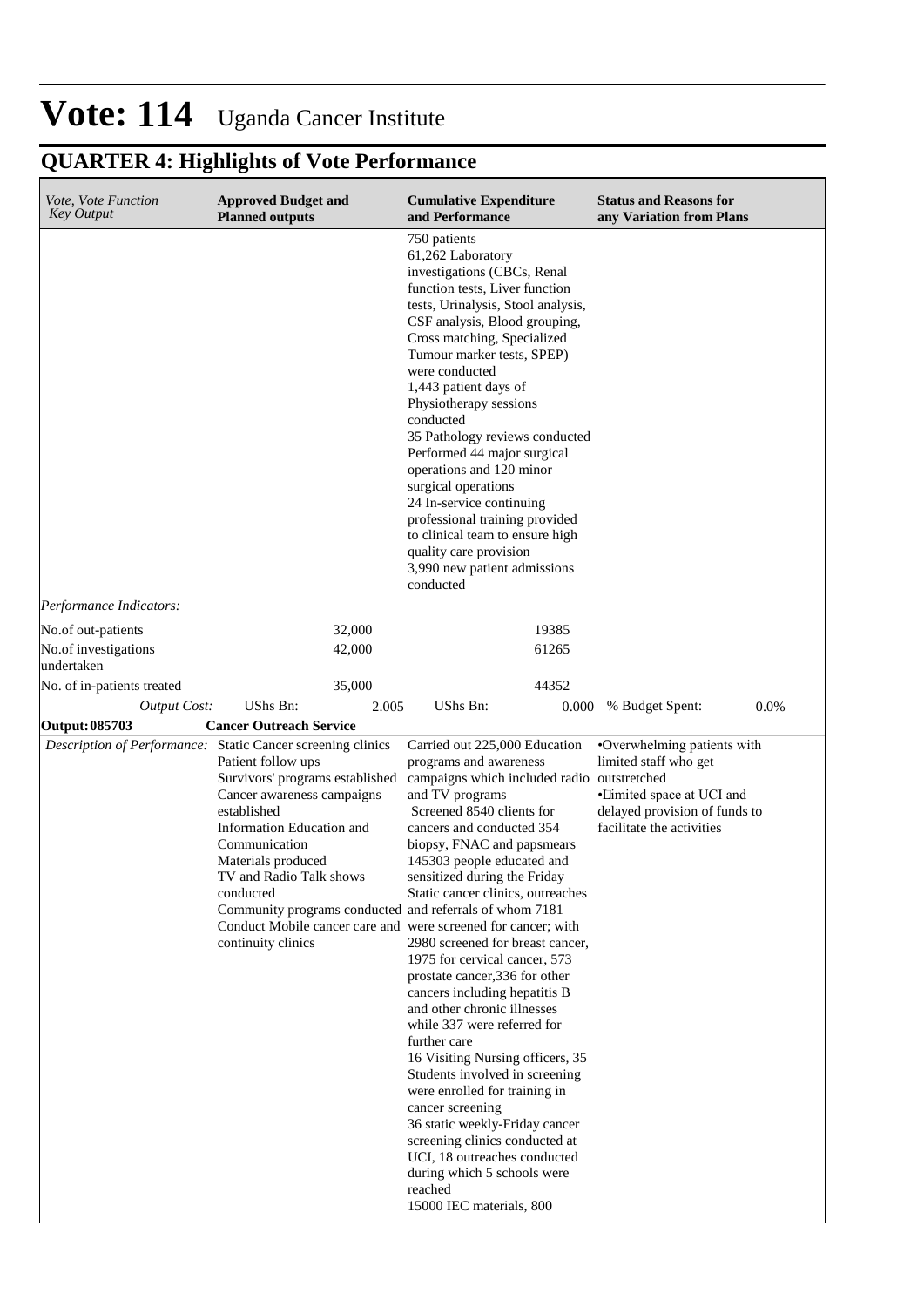// Vote: 114 Uganda Cancer Institute

## QUARTER 4: Highlights of Vote Performance

| *Vote, Vote Function Key Output* | **Approved Budget and Planned outputs** | | **Cumulative Expenditure and Performance** | | **Status and Reasons for any Variation from Plans** | |
|---|---|---|---|---|---|---|
| | | | 750 patients<br>61,262 Laboratory investigations (CBCs, Renal function tests, Liver function tests, Urinalysis, Stool analysis, CSF analysis, Blood grouping, Cross matching, Specialized Tumour marker tests, SPEP) were conducted<br>1,443 patient days of Physiotherapy sessions conducted<br>35 Pathology reviews conducted<br>Performed 44 major surgical operations and 120 minor surgical operations<br>24 In-service continuing professional training provided to clinical team to ensure high quality care provision<br>3,990 new patient admissions conducted | | | |
| *Performance Indicators:* | | | | | | |
| No.of out-patients | | 32,000 | | 19385 | | |
| No.of investigations undertaken | | 42,000 | | 61265 | | |
| No. of in-patients treated | | 35,000 | | 44352 | | |
| *Output Cost:* | UShs Bn: | 2.005 | UShs Bn: | 0.000 | % Budget Spent: | 0.0% |
| **Output: 085703** | **Cancer Outreach Service** | | | | | |
| *Description of Performance:* | Static Cancer screening clinics<br>Patient follow ups<br>Survivors' programs established<br>Cancer awareness campaigns established<br>Information Education and Communication Materials produced<br>TV and Radio Talk shows conducted<br>Community programs conducted<br>Conduct Mobile cancer care and continuity clinics | | Carried out 225,000 Education programs and awareness campaigns which included radio and TV programs<br>Screened 8540 clients for cancers and conducted 354 biopsy, FNAC and papsmears<br>145303 people educated and sensitized during the Friday Static cancer clinics, outreaches and referrals of whom 7181 were screened for cancer; with 2980 screened for breast cancer, 1975 for cervical cancer, 573 prostate cancer,336 for other cancers including hepatitis B and other chronic illnesses while 337 were referred for further care<br>16 Visiting Nursing officers, 35 Students involved in screening were enrolled for training in cancer screening<br>36 static weekly-Friday cancer screening clinics conducted at UCI, 18 outreaches conducted during which 5 schools were reached<br>15000 IEC materials, 800 | | •Overwhelming patients with limited staff who get outstretched<br>•Limited space at UCI and delayed provision of funds to facilitate the activities | |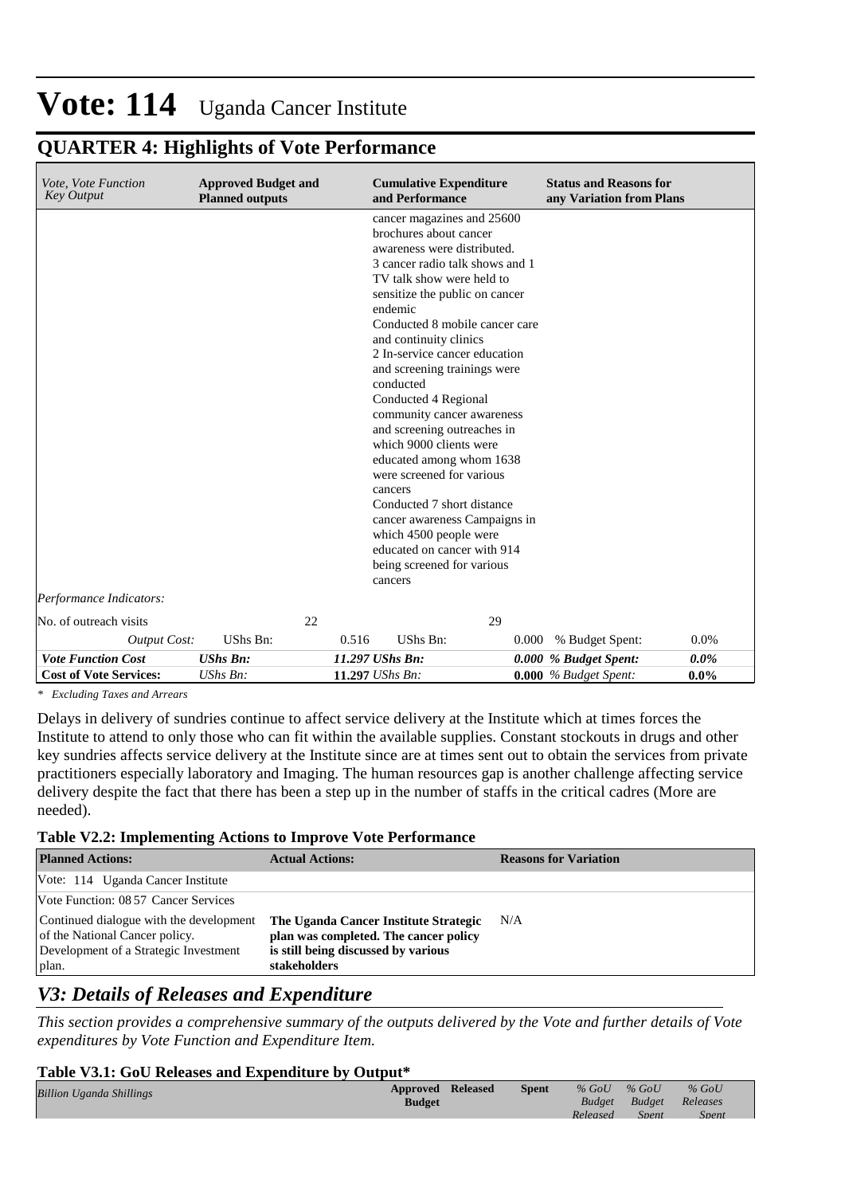# Vote: 114 Uganda Cancer Institute

## QUARTER 4: Highlights of Vote Performance

| *Vote, Vote Function Key Output* | **Approved Budget and Planned outputs** | | **Cumulative Expenditure and Performance** | | **Status and Reasons for any Variation from Plans** | |
|---|---|---|---|---|---|---|
| | | | cancer magazines and 25600 brochures about cancer awareness were distributed.<br>3 cancer radio talk shows and 1 TV talk show were held to sensitize the public on cancer endemic<br>Conducted 8 mobile cancer care and continuity clinics<br>2 In-service cancer education and screening trainings were conducted<br>Conducted 4 Regional community cancer awareness and screening outreaches in which 9000 clients were educated among whom 1638 were screened for various cancers<br>Conducted 7 short distance cancer awareness Campaigns in which 4500 people were educated on cancer with 914 being screened for various cancers | | | |
| *Performance Indicators:* | | | | | | |
| No. of outreach visits | | 22 | | 29 | | |
| *Output Cost:* | UShs Bn: | 0.516 | UShs Bn: | 0.000 | % Budget Spent: | 0.0% |
| ***Vote Function Cost*** | ***UShs Bn:*** | ***11.297*** | ***UShs Bn:*** | ***0.000*** | ***% Budget Spent:*** | ***0.0%*** |
| **Cost of Vote Services:** | *UShs Bn:* | **11.297** | *UShs Bn:* | **0.000** | *% Budget Spent:* | **0.0%** |

*\* Excluding Taxes and Arrears*

Delays in delivery of sundries continue to affect service delivery at the Institute which at times forces the Institute to attend to only those who can fit within the available supplies. Constant stockouts in drugs and other key sundries affects service delivery at the Institute since are at times sent out to obtain the services from private practitioners especially laboratory and Imaging. The human resources gap is another challenge affecting service delivery despite the fact that there has been a step up in the number of staffs in the critical cadres (More are needed).

**Table V2.2: Implementing Actions to Improve Vote Performance**

| **Planned Actions:** | **Actual Actions:** | **Reasons for Variation** |
|---|---|---|
| Vote: 114 Uganda Cancer Institute | | |
| Vote Function: 08 57 Cancer Services | | |
| Continued dialogue with the development of the National Cancer policy. Development of a Strategic Investment plan. | **The Uganda Cancer Institute Strategic plan was completed. The cancer policy is still being discussed by various stakeholders** | N/A |

## *V3: Details of Releases and Expenditure*

*This section provides a comprehensive summary of the outputs delivered by the Vote and further details of Vote expenditures by Vote Function and Expenditure Item.*

**Table V3.1: GoU Releases and Expenditure by Output\***

| *Billion Uganda Shillings* | **Approved Budget** | **Released** | **Spent** | *% GoU Budget Released* | *% GoU Budget Spent* | *% GoU Releases Spent* |
|---|---|---|---|---|---|---|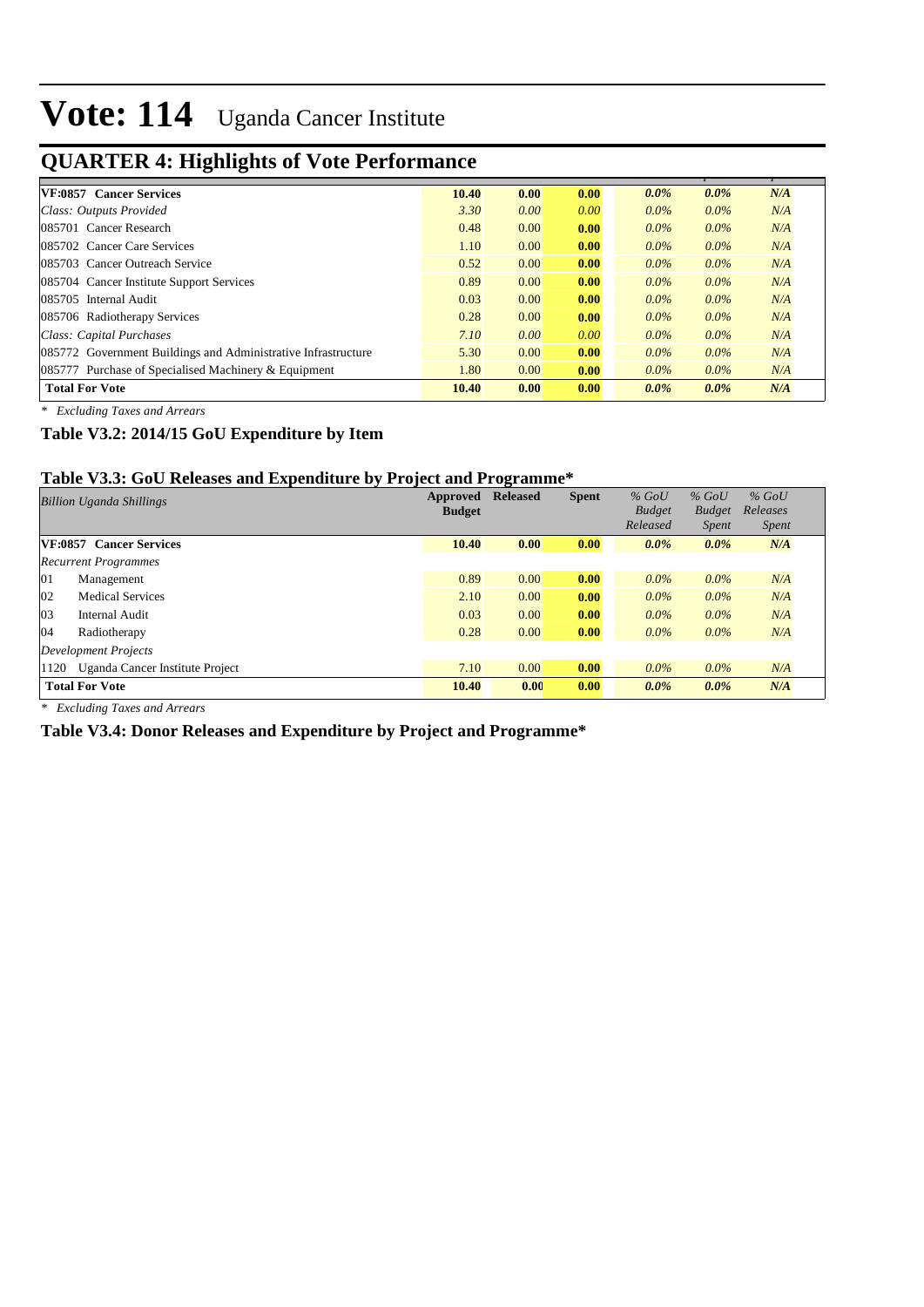# Vote: 114 Uganda Cancer Institute

## QUARTER 4: Highlights of Vote Performance

| | | | | | | |
|---|---|---|---|---|---|---|
| **VF:0857 Cancer Services** | **10.40** | **0.00** | **0.00** | ***0.0%*** | ***0.0%*** | ***N/A*** |
| *Class: Outputs Provided* | *3.30* | *0.00* | *0.00* | *0.0%* | *0.0%* | *N/A* |
| 085701 Cancer Research | 0.48 | 0.00 | **0.00** | *0.0%* | *0.0%* | *N/A* |
| 085702 Cancer Care Services | 1.10 | 0.00 | **0.00** | *0.0%* | *0.0%* | *N/A* |
| 085703 Cancer Outreach Service | 0.52 | 0.00 | **0.00** | *0.0%* | *0.0%* | *N/A* |
| 085704 Cancer Institute Support Services | 0.89 | 0.00 | **0.00** | *0.0%* | *0.0%* | *N/A* |
| 085705 Internal Audit | 0.03 | 0.00 | **0.00** | *0.0%* | *0.0%* | *N/A* |
| 085706 Radiotherapy Services | 0.28 | 0.00 | **0.00** | *0.0%* | *0.0%* | *N/A* |
| *Class: Capital Purchases* | *7.10* | *0.00* | *0.00* | *0.0%* | *0.0%* | *N/A* |
| 085772 Government Buildings and Administrative Infrastructure | 5.30 | 0.00 | **0.00** | *0.0%* | *0.0%* | *N/A* |
| 085777 Purchase of Specialised Machinery & Equipment | 1.80 | 0.00 | **0.00** | *0.0%* | *0.0%* | *N/A* |
| **Total For Vote** | **10.40** | **0.00** | **0.00** | ***0.0%*** | ***0.0%*** | ***N/A*** |

*\* Excluding Taxes and Arrears*

**Table V3.2: 2014/15 GoU Expenditure by Item**

**Table V3.3: GoU Releases and Expenditure by Project and Programme\***

| *Billion Uganda Shillings* | **Approved Budget** | **Released** | **Spent** | *% GoU Budget Released* | *% GoU Budget Spent* | *% GoU Releases Spent* |
|---|---|---|---|---|---|---|
| **VF:0857 Cancer Services** | **10.40** | **0.00** | **0.00** | ***0.0%*** | ***0.0%*** | ***N/A*** |
| *Recurrent Programmes* | | | | | | |
| 01 Management | 0.89 | 0.00 | **0.00** | *0.0%* | *0.0%* | *N/A* |
| 02 Medical Services | 2.10 | 0.00 | **0.00** | *0.0%* | *0.0%* | *N/A* |
| 03 Internal Audit | 0.03 | 0.00 | **0.00** | *0.0%* | *0.0%* | *N/A* |
| 04 Radiotherapy | 0.28 | 0.00 | **0.00** | *0.0%* | *0.0%* | *N/A* |
| *Development Projects* | | | | | | |
| 1120 Uganda Cancer Institute Project | 7.10 | 0.00 | **0.00** | *0.0%* | *0.0%* | *N/A* |
| **Total For Vote** | **10.40** | **0.00** | **0.00** | ***0.0%*** | ***0.0%*** | ***N/A*** |

*\* Excluding Taxes and Arrears*

**Table V3.4: Donor Releases and Expenditure by Project and Programme\***